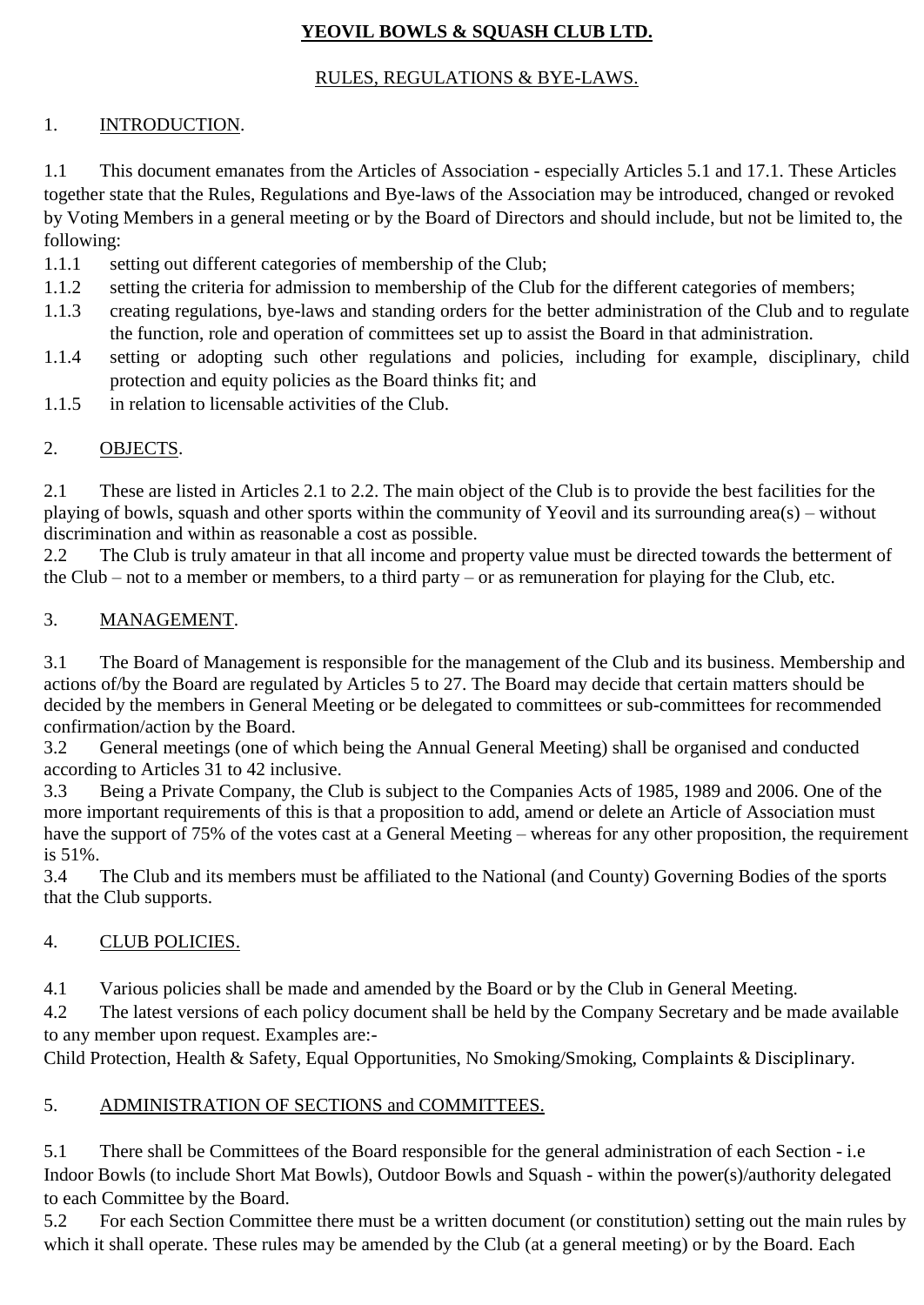# YEOVIL BOWLS & SQUASH CLUB LTD.

## RULES, REGULATIONS & BYE-LAWS.

### 1. INTRODUCTION.

1.1 This document emanates from the Articles of Association - especially Articles 5.1 and 17.1. These Articles together state that the Rules, Regulations and Bye-laws of the Association may be introduced, changed or revoked by Voting Members in a general meeting or by the Board of Directors and should include, but not be limited to, the following:

1.1.1 setting out different categories of membership of the Club;

1.1.2 setting the criteria for admission to membership of the Club for the different categories of members;

1.1.3 creating regulations, bye-laws and standing orders for the better administration of the Club and to regulate the function, role and operation of committees set up to assist the Board in that administration.

1.1.4 setting or adopting such other regulations and policies, including for example, disciplinary, child protection and equity policies as the Board thinks fit; and

1.1.5 in relation to licensable activities of the Club.

### 2. OBJECTS.

2.1 These are listed in Articles 2.1 to 2.2. The main object of the Club is to provide the best facilities for the playing of bowls, squash and other sports within the community of Yeovil and its surrounding area(s) – without discrimination and within as reasonable a cost as possible.

2.2 The Club is truly amateur in that all income and property value must be directed towards the betterment of the Club – not to a member or members, to a third party – or as remuneration for playing for the Club, etc.

### 3. MANAGEMENT.

3.1 The Board of Management is responsible for the management of the Club and its business. Membership and actions of/by the Board are regulated by Articles 5 to 27. The Board may decide that certain matters should be decided by the members in General Meeting or be delegated to committees or sub-committees for recommended confirmation/action by the Board.

3.2 General meetings (one of which being the Annual General Meeting) shall be organised and conducted according to Articles 31 to 42 inclusive.

3.3 Being a Private Company, the Club is subject to the Companies Acts of 1985, 1989 and 2006. One of the more important requirements of this is that a proposition to add, amend or delete an Article of Association must have the support of 75% of the votes cast at a General Meeting – whereas for any other proposition, the requirement is 51%.

3.4 The Club and its members must be affiliated to the National (and County) Governing Bodies of the sports that the Club supports.

### 4. CLUB POLICIES.

4.1 Various policies shall be made and amended by the Board or by the Club in General Meeting.

4.2 The latest versions of each policy document shall be held by the Company Secretary and be made available to any member upon request. Examples are:-

Child Protection, Health & Safety, Equal Opportunities, No Smoking/Smoking, Complaints & Disciplinary.

### 5. ADMINISTRATION OF SECTIONS and COMMITTEES.

5.1 There shall be Committees of the Board responsible for the general administration of each Section - i.e Indoor Bowls (to include Short Mat Bowls), Outdoor Bowls and Squash - within the power(s)/authority delegated to each Committee by the Board.

5.2 For each Section Committee there must be a written document (or constitution) setting out the main rules by which it shall operate. These rules may be amended by the Club (at a general meeting) or by the Board. Each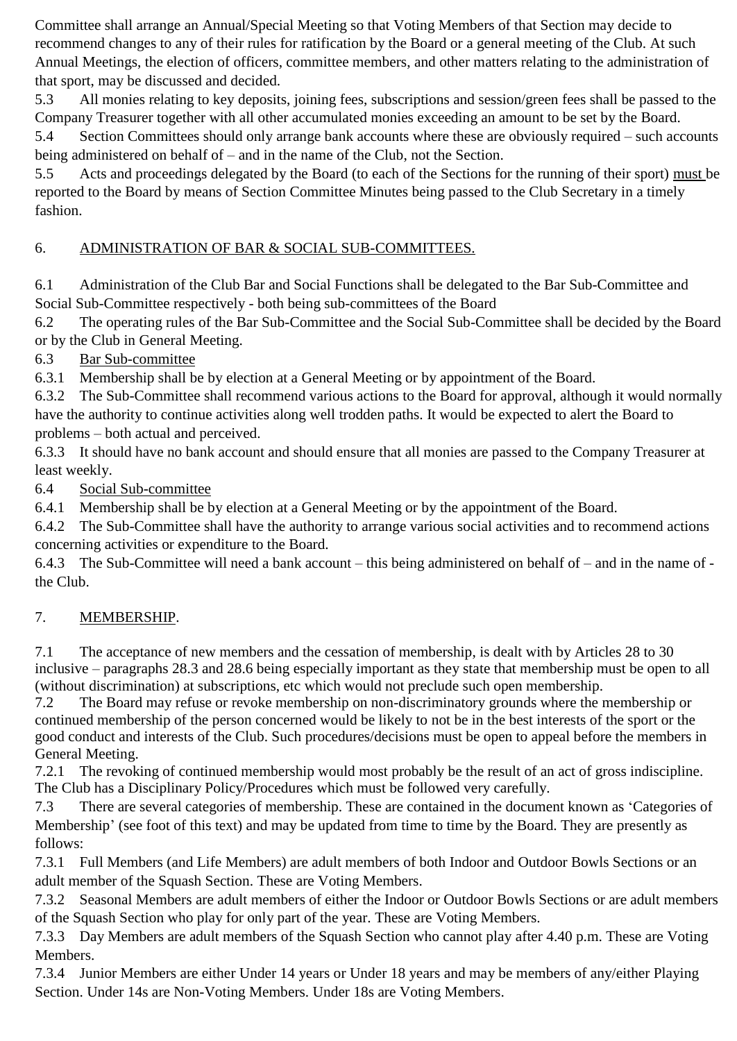Committee shall arrange an Annual/Special Meeting so that Voting Members of that Section may decide to recommend changes to any of their rules for ratification by the Board or a general meeting of the Club. At such Annual Meetings, the election of officers, committee members, and other matters relating to the administration of that sport, may be discussed and decided.

5.3 All monies relating to key deposits, joining fees, subscriptions and session/green fees shall be passed to the Company Treasurer together with all other accumulated monies exceeding an amount to be set by the Board.

5.4 Section Committees should only arrange bank accounts where these are obviously required – such accounts being administered on behalf of – and in the name of the Club, not the Section.

5.5 Acts and proceedings delegated by the Board (to each of the Sections for the running of their sport) <u>must</u> be reported to the Board by means of Section Committee Minutes being passed to the Club Secretary in a timely fashion.

## 6. <u>ADMINISTRATION OF BAR & SOCIAL SUB-COMMITTEES.</u>

6.1 Administration of the Club Bar and Social Functions shall be delegated to the Bar Sub-Committee and Social Sub-Committee respectively - both being sub-committees of the Board

6.2 The operating rules of the Bar Sub-Committee and the Social Sub-Committee shall be decided by the Board or by the Club in General Meeting.

6.3 <u>Bar Sub-committee</u>

6.3.1 Membership shall be by election at a General Meeting or by appointment of the Board.

6.3.2 The Sub-Committee shall recommend various actions to the Board for approval, although it would normally have the authority to continue activities along well trodden paths. It would be expected to alert the Board to problems – both actual and perceived.

6.3.3 It should have no bank account and should ensure that all monies are passed to the Company Treasurer at least weekly.

6.4 <u>Social Sub-committee</u>

6.4.1 Membership shall be by election at a General Meeting or by the appointment of the Board.

6.4.2 The Sub-Committee shall have the authority to arrange various social activities and to recommend actions concerning activities or expenditure to the Board.

6.4.3 The Sub-Committee will need a bank account – this being administered on behalf of – and in the name of - the Club.

## 7. <u>MEMBERSHIP</u>.

7.1 The acceptance of new members and the cessation of membership, is dealt with by Articles 28 to 30 inclusive – paragraphs 28.3 and 28.6 being especially important as they state that membership must be open to all (without discrimination) at subscriptions, etc which would not preclude such open membership.

7.2 The Board may refuse or revoke membership on non-discriminatory grounds where the membership or continued membership of the person concerned would be likely to not be in the best interests of the sport or the good conduct and interests of the Club. Such procedures/decisions must be open to appeal before the members in General Meeting.

7.2.1 The revoking of continued membership would most probably be the result of an act of gross indiscipline. The Club has a Disciplinary Policy/Procedures which must be followed very carefully.

7.3 There are several categories of membership. These are contained in the document known as 'Categories of Membership' (see foot of this text) and may be updated from time to time by the Board. They are presently as follows:

7.3.1 Full Members (and Life Members) are adult members of both Indoor and Outdoor Bowls Sections or an adult member of the Squash Section. These are Voting Members.

7.3.2 Seasonal Members are adult members of either the Indoor or Outdoor Bowls Sections or are adult members of the Squash Section who play for only part of the year. These are Voting Members.

7.3.3 Day Members are adult members of the Squash Section who cannot play after 4.40 p.m. These are Voting Members.

7.3.4 Junior Members are either Under 14 years or Under 18 years and may be members of any/either Playing Section. Under 14s are Non-Voting Members. Under 18s are Voting Members.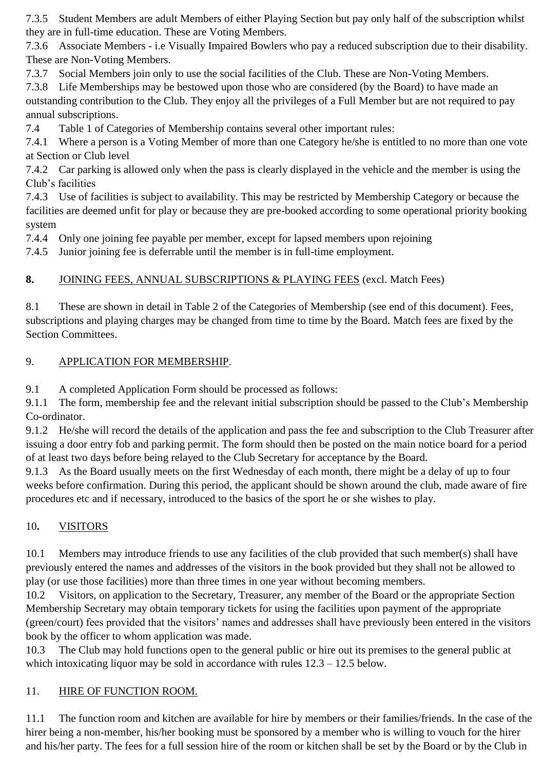7.3.5 Student Members are adult Members of either Playing Section but pay only half of the subscription whilst they are in full-time education. These are Voting Members.

7.3.6 Associate Members - i.e Visually Impaired Bowlers who pay a reduced subscription due to their disability. These are Non-Voting Members.

7.3.7 Social Members join only to use the social facilities of the Club. These are Non-Voting Members.

7.3.8 Life Memberships may be bestowed upon those who are considered (by the Board) to have made an outstanding contribution to the Club. They enjoy all the privileges of a Full Member but are not required to pay annual subscriptions.

7.4 Table 1 of Categories of Membership contains several other important rules:

7.4.1 Where a person is a Voting Member of more than one Category he/she is entitled to no more than one vote at Section or Club level

7.4.2 Car parking is allowed only when the pass is clearly displayed in the vehicle and the member is using the Club's facilities

7.4.3 Use of facilities is subject to availability. This may be restricted by Membership Category or because the facilities are deemed unfit for play or because they are pre-booked according to some operational priority booking system

7.4.4 Only one joining fee payable per member, except for lapsed members upon rejoining

7.4.5 Junior joining fee is deferrable until the member is in full-time employment.

**8.** JOINING FEES, ANNUAL SUBSCRIPTIONS & PLAYING FEES (excl. Match Fees)

8.1 These are shown in detail in Table 2 of the Categories of Membership (see end of this document). Fees, subscriptions and playing charges may be changed from time to time by the Board. Match fees are fixed by the Section Committees.

9. APPLICATION FOR MEMBERSHIP.

9.1 A completed Application Form should be processed as follows:

9.1.1 The form, membership fee and the relevant initial subscription should be passed to the Club's Membership Co-ordinator.

9.1.2 He/she will record the details of the application and pass the fee and subscription to the Club Treasurer after issuing a door entry fob and parking permit. The form should then be posted on the main notice board for a period of at least two days before being relayed to the Club Secretary for acceptance by the Board.

9.1.3 As the Board usually meets on the first Wednesday of each month, there might be a delay of up to four weeks before confirmation. During this period, the applicant should be shown around the club, made aware of fire procedures etc and if necessary, introduced to the basics of the sport he or she wishes to play.

10**.** VISITORS

10.1 Members may introduce friends to use any facilities of the club provided that such member(s) shall have previously entered the names and addresses of the visitors in the book provided but they shall not be allowed to play (or use those facilities) more than three times in one year without becoming members.

10.2 Visitors, on application to the Secretary, Treasurer, any member of the Board or the appropriate Section Membership Secretary may obtain temporary tickets for using the facilities upon payment of the appropriate (green/court) fees provided that the visitors' names and addresses shall have previously been entered in the visitors book by the officer to whom application was made.

10.3 The Club may hold functions open to the general public or hire out its premises to the general public at which intoxicating liquor may be sold in accordance with rules 12.3 – 12.5 below.

11. HIRE OF FUNCTION ROOM.

11.1 The function room and kitchen are available for hire by members or their families/friends. In the case of the hirer being a non-member, his/her booking must be sponsored by a member who is willing to vouch for the hirer and his/her party. The fees for a full session hire of the room or kitchen shall be set by the Board or by the Club in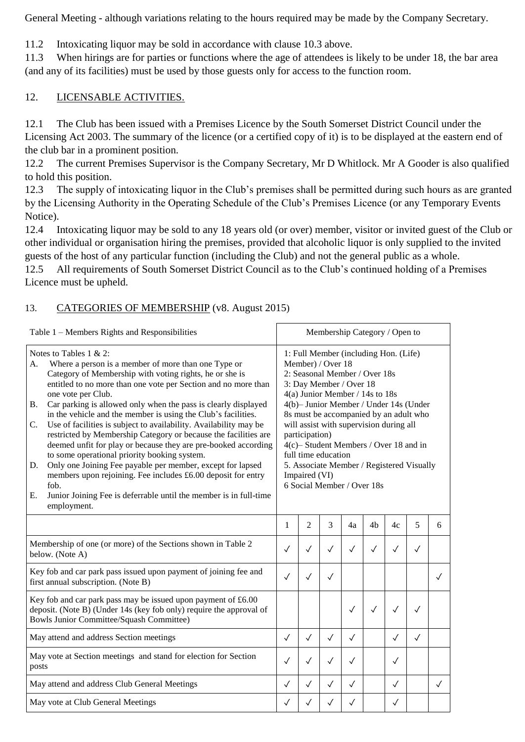General Meeting - although variations relating to the hours required may be made by the Company Secretary.

11.2 Intoxicating liquor may be sold in accordance with clause 10.3 above.
11.3 When hirings are for parties or functions where the age of attendees is likely to be under 18, the bar area (and any of its facilities) must be used by those guests only for access to the function room.

## 12. LICENSABLE ACTIVITIES.

12.1 The Club has been issued with a Premises Licence by the South Somerset District Council under the Licensing Act 2003. The summary of the licence (or a certified copy of it) is to be displayed at the eastern end of the club bar in a prominent position.
12.2 The current Premises Supervisor is the Company Secretary, Mr D Whitlock. Mr A Gooder is also qualified to hold this position.
12.3 The supply of intoxicating liquor in the Club's premises shall be permitted during such hours as are granted by the Licensing Authority in the Operating Schedule of the Club's Premises Licence (or any Temporary Events Notice).
12.4 Intoxicating liquor may be sold to any 18 years old (or over) member, visitor or invited guest of the Club or other individual or organisation hiring the premises, provided that alcoholic liquor is only supplied to the invited guests of the host of any particular function (including the Club) and not the general public as a whole.
12.5 All requirements of South Somerset District Council as to the Club's continued holding of a Premises Licence must be upheld.

## 13. CATEGORIES OF MEMBERSHIP (v8. August 2015)

| Table 1 – Members Rights and Responsibilities | Membership Category / Open to | | | | | | | |
|---|---|---|---|---|---|---|---|---|
| Notes to Tables 1 & 2:<br>A. Where a person is a member of more than one Type or Category of Membership with voting rights, he or she is entitled to no more than one vote per Section and no more than one vote per Club.<br>B. Car parking is allowed only when the pass is clearly displayed in the vehicle and the member is using the Club's facilities.<br>C. Use of facilities is subject to availability. Availability may be restricted by Membership Category or because the facilities are deemed unfit for play or because they are pre-booked according to some operational priority booking system.<br>D. Only one Joining Fee payable per member, except for lapsed members upon rejoining. Fee includes £6.00 deposit for entry fob.<br>E. Junior Joining Fee is deferrable until the member is in full-time employment. | 1: Full Member (including Hon. (Life) Member) / Over 18<br>2: Seasonal Member / Over 18s<br>3: Day Member / Over 18<br>4(a) Junior Member / 14s to 18s<br>4(b)– Junior Member / Under 14s (Under 8s must be accompanied by an adult who will assist with supervision during all participation)<br>4(c)– Student Members / Over 18 and in full time education<br>5. Associate Member / Registered Visually Impaired (VI)<br>6 Social Member / Over 18s | | | | | | | |
| | 1 | 2 | 3 | 4a | 4b | 4c | 5 | 6 |
| Membership of one (or more) of the Sections shown in Table 2 below. (Note A) | ✓ | ✓ | ✓ | ✓ | ✓ | ✓ | ✓ | |
| Key fob and car park pass issued upon payment of joining fee and first annual subscription. (Note B) | ✓ | ✓ | ✓ | | | | | ✓ |
| Key fob and car park pass may be issued upon payment of £6.00 deposit. (Note B) (Under 14s (key fob only) require the approval of Bowls Junior Committee/Squash Committee) | | | | ✓ | ✓ | ✓ | ✓ | |
| May attend and address Section meetings | ✓ | ✓ | ✓ | ✓ | | ✓ | ✓ | |
| May vote at Section meetings and stand for election for Section posts | ✓ | ✓ | ✓ | ✓ | | ✓ | | |
| May attend and address Club General Meetings | ✓ | ✓ | ✓ | ✓ | | ✓ | | ✓ |
| May vote at Club General Meetings | ✓ | ✓ | ✓ | ✓ | | ✓ | | |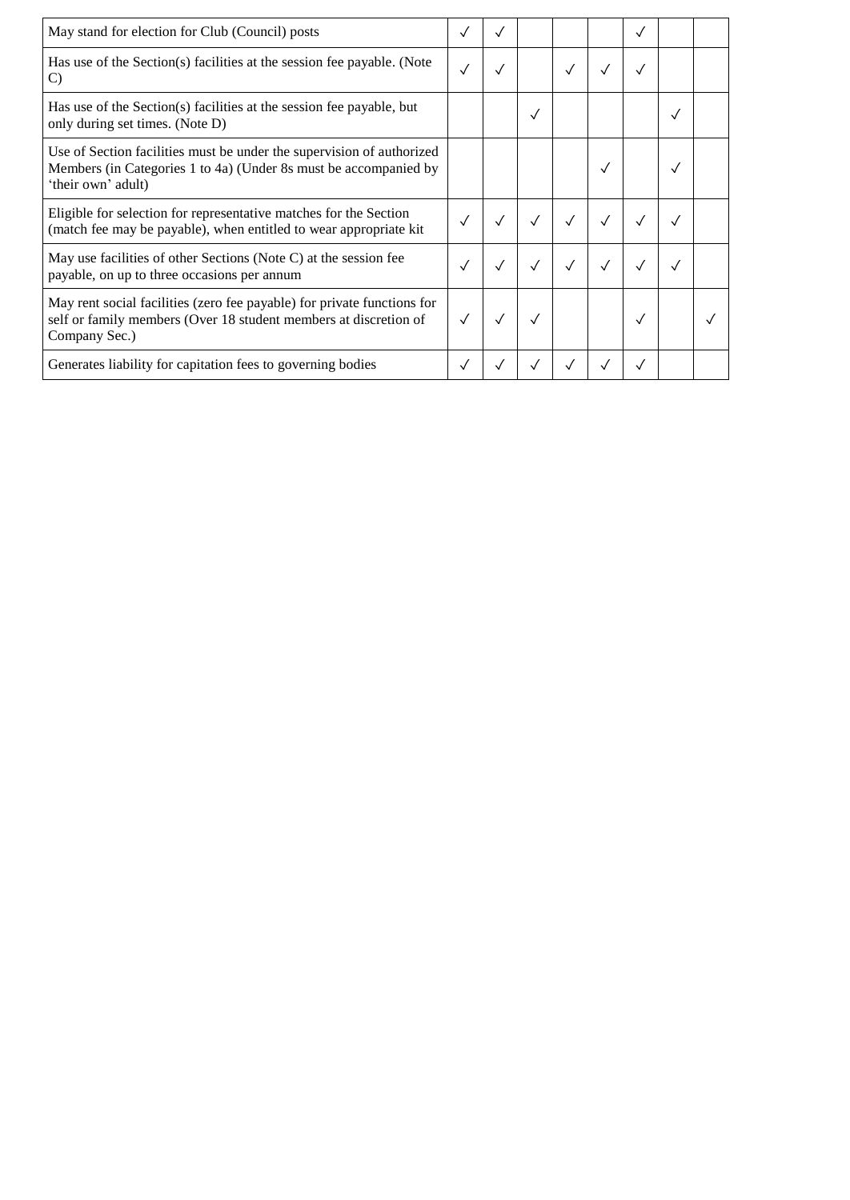| | | | | | | | | |
|---|---|---|---|---|---|---|---|---|
| May stand for election for Club (Council) posts | ✓ | ✓ | | | | ✓ | | |
| Has use of the Section(s) facilities at the session fee payable. (Note C) | ✓ | ✓ | | ✓ | ✓ | ✓ | | |
| Has use of the Section(s) facilities at the session fee payable, but only during set times. (Note D) | | | ✓ | | | | ✓ | |
| Use of Section facilities must be under the supervision of authorized Members (in Categories 1 to 4a) (Under 8s must be accompanied by 'their own' adult) | | | | | ✓ | | ✓ | |
| Eligible for selection for representative matches for the Section (match fee may be payable), when entitled to wear appropriate kit | ✓ | ✓ | ✓ | ✓ | ✓ | ✓ | ✓ | |
| May use facilities of other Sections (Note C) at the session fee payable, on up to three occasions per annum | ✓ | ✓ | ✓ | ✓ | ✓ | ✓ | ✓ | |
| May rent social facilities (zero fee payable) for private functions for self or family members (Over 18 student members at discretion of Company Sec.) | ✓ | ✓ | ✓ | | | ✓ | | ✓ |
| Generates liability for capitation fees to governing bodies | ✓ | ✓ | ✓ | ✓ | ✓ | ✓ | | |